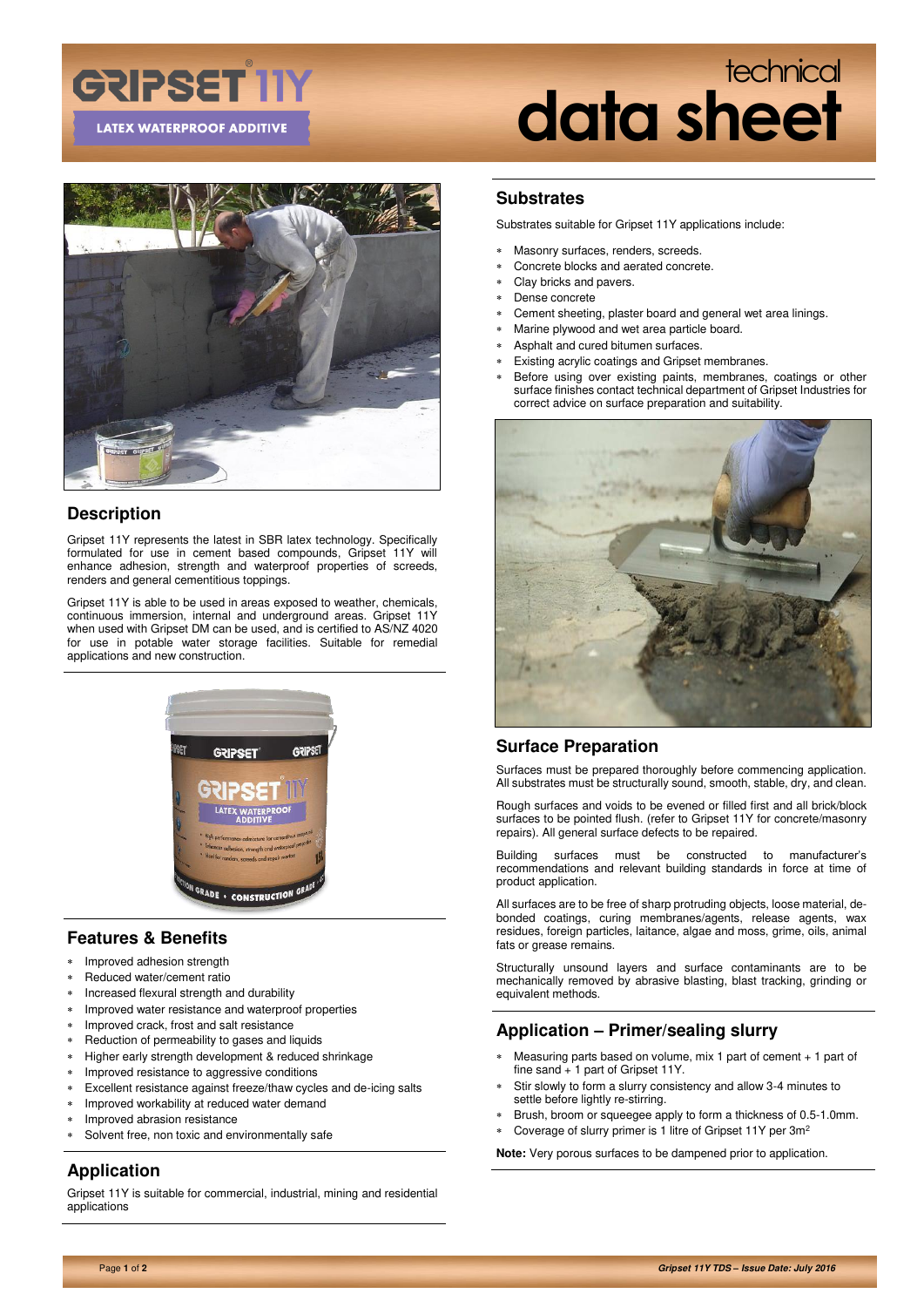# GRIPSET® 11Y

LATEX WATERPROOF ADDITIVE

# technical data sheet

## Description

Gripset 11Y represents the latest in SBR latex technology. Specifically formulated for use in cement based compounds, Gripset 11Y will enhance adhesion, strength and waterproof properties of screeds, renders and general cementitious toppings.

Gripset 11Y is able to be used in areas exposed to weather, chemicals, continuous immersion, internal and underground areas. Gripset 11Y when used with Gripset DM can be used, and is certified to AS/NZ 4020 for use in potable water storage facilities. Suitable for remedial applications and new construction.

## Features & Benefits

* Improved adhesion strength
* Reduced water/cement ratio
* Increased flexural strength and durability
* Improved water resistance and waterproof properties
* Improved crack, frost and salt resistance
* Reduction of permeability to gases and liquids
* Higher early strength development & reduced shrinkage
* Improved resistance to aggressive conditions
* Excellent resistance against freeze/thaw cycles and de-icing salts
* Improved workability at reduced water demand
* Improved abrasion resistance
* Solvent free, non toxic and environmentally safe

## Application

Gripset 11Y is suitable for commercial, industrial, mining and residential applications

## Substrates

Substrates suitable for Gripset 11Y applications include:

* Masonry surfaces, renders, screeds.
* Concrete blocks and aerated concrete.
* Clay bricks and pavers.
* Dense concrete
* Cement sheeting, plaster board and general wet area linings.
* Marine plywood and wet area particle board.
* Asphalt and cured bitumen surfaces.
* Existing acrylic coatings and Gripset membranes.
* Before using over existing paints, membranes, coatings or other surface finishes contact technical department of Gripset Industries for correct advice on surface preparation and suitability.

## Surface Preparation

Surfaces must be prepared thoroughly before commencing application. All substrates must be structurally sound, smooth, stable, dry, and clean.

Rough surfaces and voids to be evened or filled first and all brick/block surfaces to be pointed flush. (refer to Gripset 11Y for concrete/masonry repairs). All general surface defects to be repaired.

Building surfaces must be constructed to manufacturer's recommendations and relevant building standards in force at time of product application.

All surfaces are to be free of sharp protruding objects, loose material, de-bonded coatings, curing membranes/agents, release agents, wax residues, foreign particles, laitance, algae and moss, grime, oils, animal fats or grease remains.

Structurally unsound layers and surface contaminants are to be mechanically removed by abrasive blasting, blast tracking, grinding or equivalent methods.

## Application – Primer/sealing slurry

* Measuring parts based on volume, mix 1 part of cement + 1 part of fine sand + 1 part of Gripset 11Y.
* Stir slowly to form a slurry consistency and allow 3-4 minutes to settle before lightly re-stirring.
* Brush, broom or squeegee apply to form a thickness of 0.5-1.0mm.
* Coverage of slurry primer is 1 litre of Gripset 11Y per $3m^2$

**Note:** Very porous surfaces to be dampened prior to application.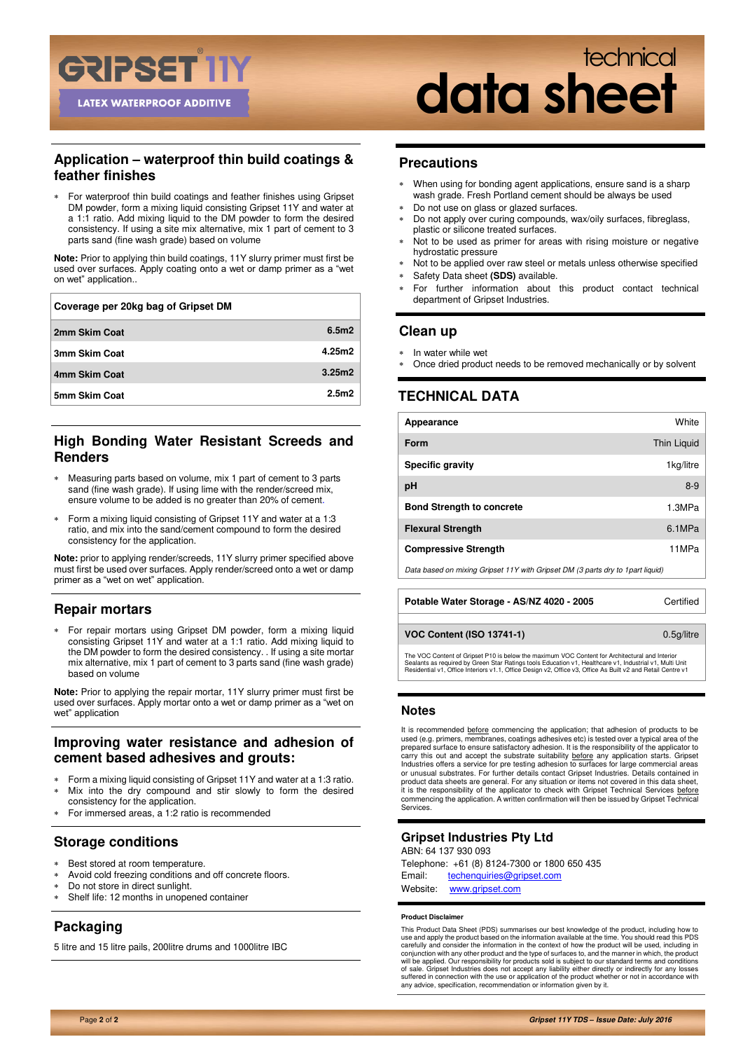# GRIPSET 11Y®

LATEX WATERPROOF ADDITIVE

technical **data sheet**

## Application – waterproof thin build coatings & feather finishes

- For waterproof thin build coatings and feather finishes using Gripset DM powder, form a mixing liquid consisting Gripset 11Y and water at a 1:1 ratio. Add mixing liquid to the DM powder to form the desired consistency. If using a site mix alternative, mix 1 part of cement to 3 parts sand (fine wash grade) based on volume

**Note:** Prior to applying thin build coatings, 11Y slurry primer must first be used over surfaces. Apply coating onto a wet or damp primer as a "wet on wet" application..

| **Coverage per 20kg bag of Gripset DM** | |
|---|---|
| **2mm Skim Coat** | **6.5m2** |
| **3mm Skim Coat** | **4.25m2** |
| **4mm Skim Coat** | **3.25m2** |
| **5mm Skim Coat** | **2.5m2** |

## High Bonding Water Resistant Screeds and Renders

- Measuring parts based on volume, mix 1 part of cement to 3 parts sand (fine wash grade). If using lime with the render/screed mix, ensure volume to be added is no greater than 20% of cement.
- Form a mixing liquid consisting of Gripset 11Y and water at a 1:3 ratio, and mix into the sand/cement compound to form the desired consistency for the application.

**Note:** prior to applying render/screeds, 11Y slurry primer specified above must first be used over surfaces. Apply render/screed onto a wet or damp primer as a "wet on wet" application.

## Repair mortars

- For repair mortars using Gripset DM powder, form a mixing liquid consisting Gripset 11Y and water at a 1:1 ratio. Add mixing liquid to the DM powder to form the desired consistency. . If using a site mortar mix alternative, mix 1 part of cement to 3 parts sand (fine wash grade) based on volume

**Note:** Prior to applying the repair mortar, 11Y slurry primer must first be used over surfaces. Apply mortar onto a wet or damp primer as a "wet on wet" application

## Improving water resistance and adhesion of cement based adhesives and grouts:

- Form a mixing liquid consisting of Gripset 11Y and water at a 1:3 ratio.
- Mix into the dry compound and stir slowly to form the desired consistency for the application.
- For immersed areas, a 1:2 ratio is recommended

## Storage conditions

- Best stored at room temperature.
- Avoid cold freezing conditions and off concrete floors.
- Do not store in direct sunlight.
- Shelf life: 12 months in unopened container

## Packaging

5 litre and 15 litre pails, 200litre drums and 1000litre IBC

## Precautions

- When using for bonding agent applications, ensure sand is a sharp wash grade. Fresh Portland cement should be always be used
- Do not use on glass or glazed surfaces.
- Do not apply over curing compounds, wax/oily surfaces, fibreglass, plastic or silicone treated surfaces.
- Not to be used as primer for areas with rising moisture or negative hydrostatic pressure
- Not to be applied over raw steel or metals unless otherwise specified
- Safety Data sheet **(SDS)** available.
- For further information about this product contact technical department of Gripset Industries.

## Clean up

- In water while wet
- Once dried product needs to be removed mechanically or by solvent

## TECHNICAL DATA

| | |
|---|---|
| **Appearance** | White |
| **Form** | Thin Liquid |
| **Specific gravity** | 1kg/litre |
| **pH** | 8-9 |
| **Bond Strength to concrete** | 1.3MPa |
| **Flexural Strength** | 6.1MPa |
| **Compressive Strength** | 11MPa |

*Data based on mixing Gripset 11Y with Gripset DM (3 parts dry to 1part liquid)*

| | |
|---|---|
| **Potable Water Storage - AS/NZ 4020 - 2005** | Certified |
| **VOC Content (ISO 13741-1)** | 0.5g/litre |

The VOC Content of Gripset P10 is below the maximum VOC Content for Architectural and Interior Sealants as required by Green Star Ratings tools Education v1, Healthcare v1, Industrial v1, Multi Unit Residential v1, Office Interiors v1.1, Office Design v2, Office v3, Office As Built v2 and Retail Centre v1

## Notes

It is recommended before commencing the application; that adhesion of products to be used (e.g. primers, membranes, coatings adhesives etc) is tested over a typical area of the prepared surface to ensure satisfactory adhesion. It is the responsibility of the applicator to carry this out and accept the substrate suitability before any application starts. Gripset Industries offers a service for pre testing adhesion to surfaces for large commercial areas or unusual substrates. For further details contact Gripset Industries. Details contained in product data sheets are general. For any situation or items not covered in this data sheet, it is the responsibility of the applicator to check with Gripset Technical Services before commencing the application. A written confirmation will then be issued by Gripset Technical Services.

## Gripset Industries Pty Ltd

ABN: 64 137 930 093
Telephone: +61 (8) 8124-7300 or 1800 650 435
Email: techenquiries@gripset.com
Website: www.gripset.com

**Product Disclaimer**

This Product Data Sheet (PDS) summarises our best knowledge of the product, including how to use and apply the product based on the information available at the time. You should read this PDS carefully and consider the information in the context of how the product will be used, including in conjunction with any other product and the type of surfaces to, and the manner in which, the product will be applied. Our responsibility for products sold is subject to our standard terms and conditions of sale. Gripset Industries does not accept any liability either directly or indirectly for any losses suffered in connection with the use or application of the product whether or not in accordance with any advice, specification, recommendation or information given by it.